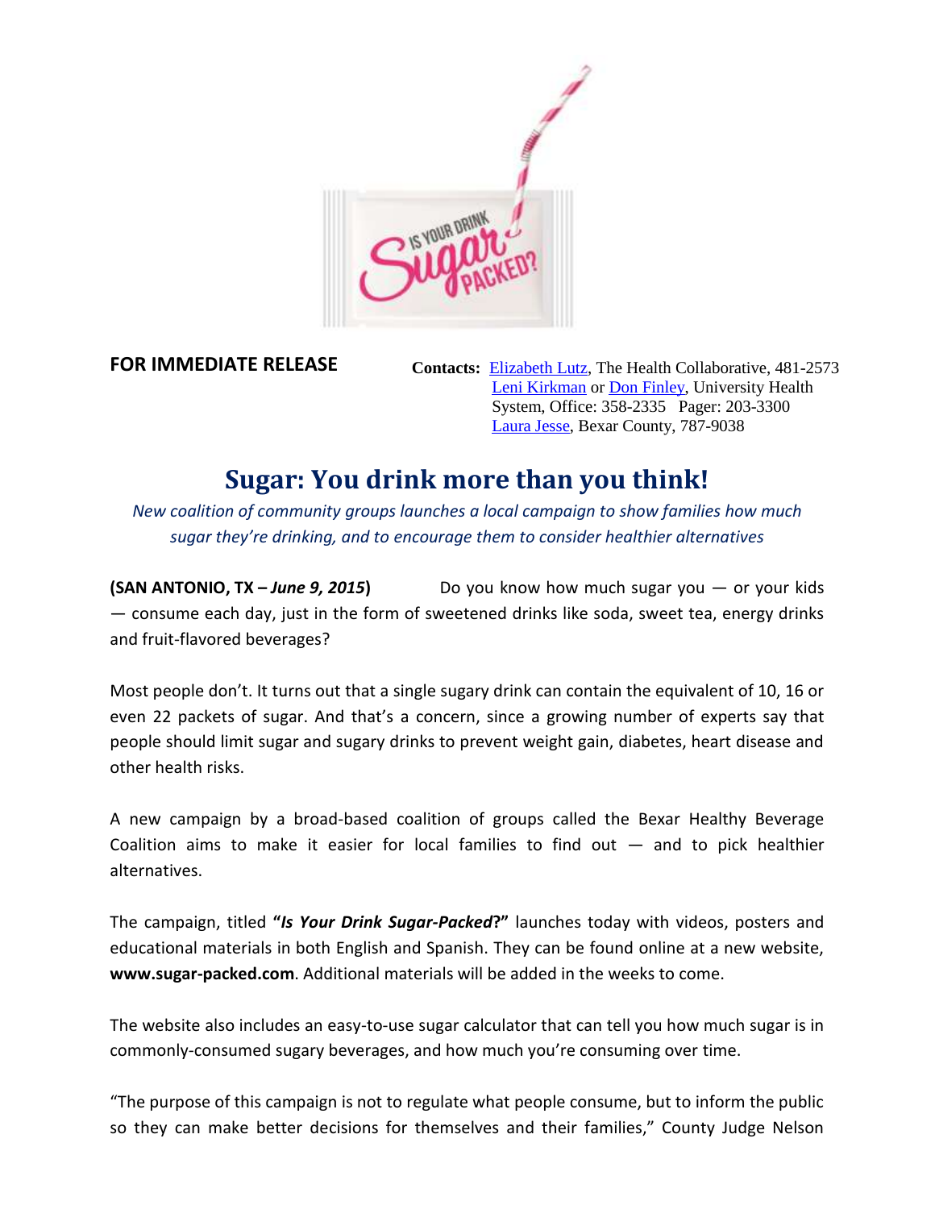**FOR IMMEDIATE RELEASE**

**Contacts:** Elizabeth Lutz, The Health Collaborative, 481-2573
Leni Kirkman or Don Finley, University Health System, Office: 358-2335 Pager: 203-3300
Laura Jesse, Bexar County, 787-9038

# Sugar: You drink more than you think!

*New coalition of community groups launches a local campaign to show families how much sugar they're drinking, and to encourage them to consider healthier alternatives*

**(SAN ANTONIO, TX – *June 9, 2015*)** Do you know how much sugar you — or your kids — consume each day, just in the form of sweetened drinks like soda, sweet tea, energy drinks and fruit-flavored beverages?

Most people don't. It turns out that a single sugary drink can contain the equivalent of 10, 16 or even 22 packets of sugar. And that's a concern, since a growing number of experts say that people should limit sugar and sugary drinks to prevent weight gain, diabetes, heart disease and other health risks.

A new campaign by a broad-based coalition of groups called the Bexar Healthy Beverage Coalition aims to make it easier for local families to find out — and to pick healthier alternatives.

The campaign, titled **"*Is Your Drink Sugar-Packed*?"** launches today with videos, posters and educational materials in both English and Spanish. They can be found online at a new website, **www.sugar-packed.com**. Additional materials will be added in the weeks to come.

The website also includes an easy-to-use sugar calculator that can tell you how much sugar is in commonly-consumed sugary beverages, and how much you're consuming over time.

"The purpose of this campaign is not to regulate what people consume, but to inform the public so they can make better decisions for themselves and their families," County Judge Nelson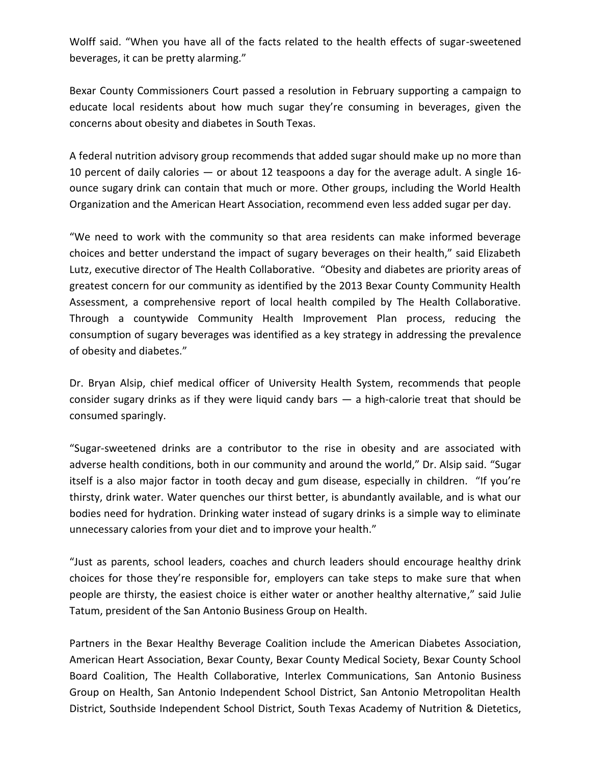Wolff said. "When you have all of the facts related to the health effects of sugar-sweetened beverages, it can be pretty alarming."

Bexar County Commissioners Court passed a resolution in February supporting a campaign to educate local residents about how much sugar they're consuming in beverages, given the concerns about obesity and diabetes in South Texas.

A federal nutrition advisory group recommends that added sugar should make up no more than 10 percent of daily calories — or about 12 teaspoons a day for the average adult. A single 16-ounce sugary drink can contain that much or more. Other groups, including the World Health Organization and the American Heart Association, recommend even less added sugar per day.

"We need to work with the community so that area residents can make informed beverage choices and better understand the impact of sugary beverages on their health," said Elizabeth Lutz, executive director of The Health Collaborative. "Obesity and diabetes are priority areas of greatest concern for our community as identified by the 2013 Bexar County Community Health Assessment, a comprehensive report of local health compiled by The Health Collaborative. Through a countywide Community Health Improvement Plan process, reducing the consumption of sugary beverages was identified as a key strategy in addressing the prevalence of obesity and diabetes."

Dr. Bryan Alsip, chief medical officer of University Health System, recommends that people consider sugary drinks as if they were liquid candy bars — a high-calorie treat that should be consumed sparingly.

"Sugar-sweetened drinks are a contributor to the rise in obesity and are associated with adverse health conditions, both in our community and around the world," Dr. Alsip said. "Sugar itself is a also major factor in tooth decay and gum disease, especially in children. "If you're thirsty, drink water. Water quenches our thirst better, is abundantly available, and is what our bodies need for hydration. Drinking water instead of sugary drinks is a simple way to eliminate unnecessary calories from your diet and to improve your health."

"Just as parents, school leaders, coaches and church leaders should encourage healthy drink choices for those they're responsible for, employers can take steps to make sure that when people are thirsty, the easiest choice is either water or another healthy alternative," said Julie Tatum, president of the San Antonio Business Group on Health.

Partners in the Bexar Healthy Beverage Coalition include the American Diabetes Association, American Heart Association, Bexar County, Bexar County Medical Society, Bexar County School Board Coalition, The Health Collaborative, Interlex Communications, San Antonio Business Group on Health, San Antonio Independent School District, San Antonio Metropolitan Health District, Southside Independent School District, South Texas Academy of Nutrition & Dietetics,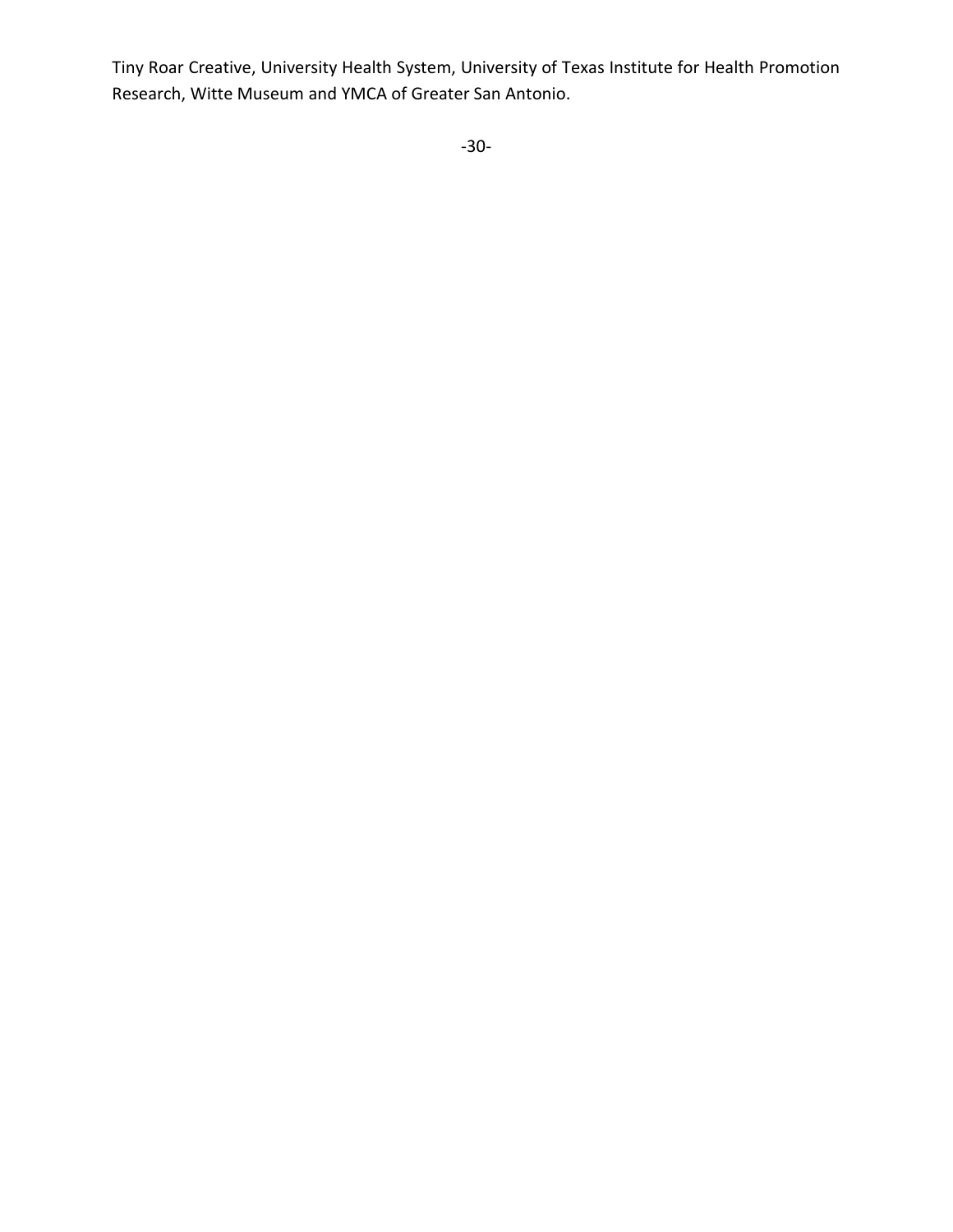Tiny Roar Creative, University Health System, University of Texas Institute for Health Promotion Research, Witte Museum and YMCA of Greater San Antonio.

-30-